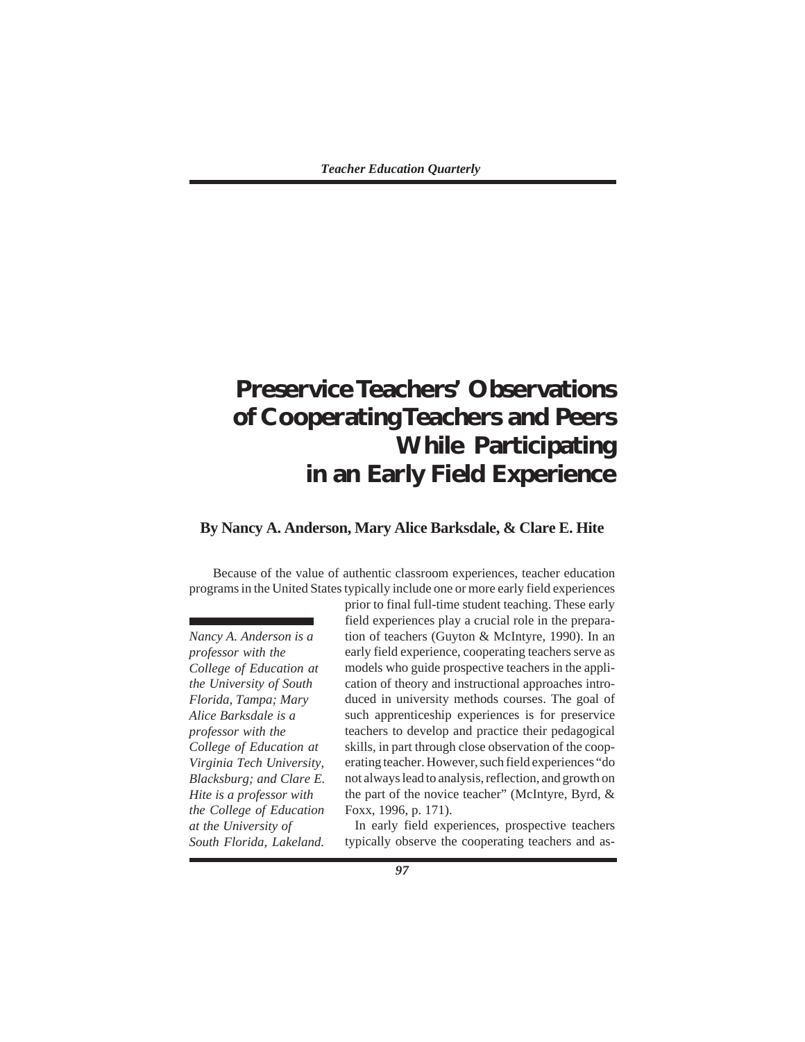# Preservice Teachers' Observations of Cooperating Teachers and Peers While Participating in an Early Field Experience

**By Nancy A. Anderson, Mary Alice Barksdale, & Clare E. Hite**

*Nancy A. Anderson is a professor with the College of Education at the University of South Florida, Tampa; Mary Alice Barksdale is a professor with the College of Education at Virginia Tech University, Blacksburg; and Clare E. Hite is a professor with the College of Education at the University of South Florida, Lakeland.*

Because of the value of authentic classroom experiences, teacher education programs in the United States typically include one or more early field experiences prior to final full-time student teaching. These early field experiences play a crucial role in the preparation of teachers (Guyton & McIntyre, 1990). In an early field experience, cooperating teachers serve as models who guide prospective teachers in the application of theory and instructional approaches introduced in university methods courses. The goal of such apprenticeship experiences is for preservice teachers to develop and practice their pedagogical skills, in part through close observation of the cooperating teacher. However, such field experiences "do not always lead to analysis, reflection, and growth on the part of the novice teacher" (McIntyre, Byrd, & Foxx, 1996, p. 171).

In early field experiences, prospective teachers typically observe the cooperating teachers and as-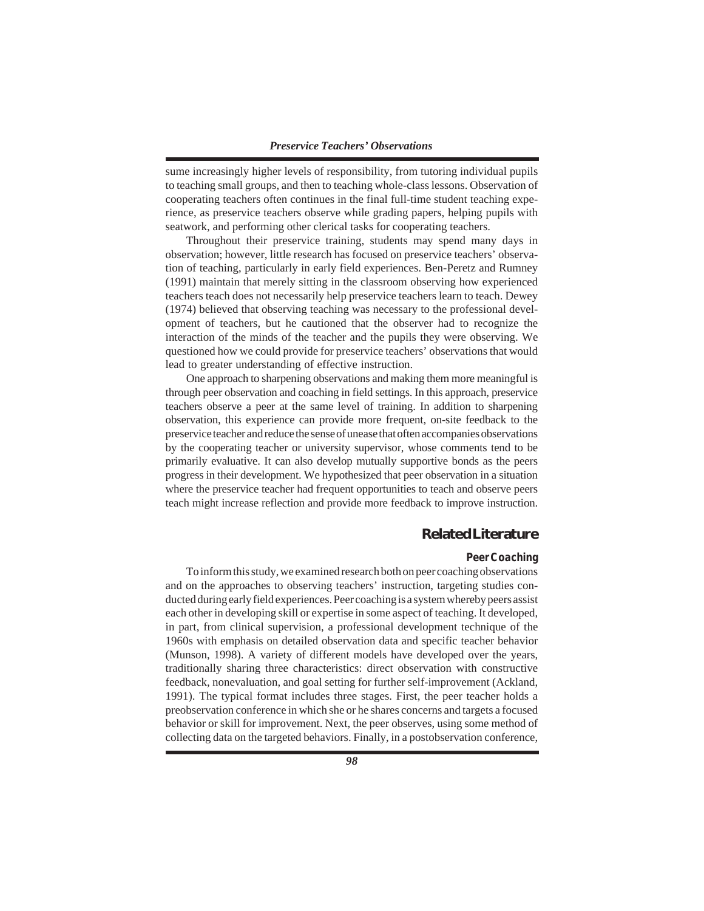sume increasingly higher levels of responsibility, from tutoring individual pupils to teaching small groups, and then to teaching whole-class lessons. Observation of cooperating teachers often continues in the final full-time student teaching experience, as preservice teachers observe while grading papers, helping pupils with seatwork, and performing other clerical tasks for cooperating teachers.

Throughout their preservice training, students may spend many days in observation; however, little research has focused on preservice teachers' observation of teaching, particularly in early field experiences. Ben-Peretz and Rumney (1991) maintain that merely sitting in the classroom observing how experienced teachers teach does not necessarily help preservice teachers learn to teach. Dewey (1974) believed that observing teaching was necessary to the professional development of teachers, but he cautioned that the observer had to recognize the interaction of the minds of the teacher and the pupils they were observing. We questioned how we could provide for preservice teachers' observations that would lead to greater understanding of effective instruction.

One approach to sharpening observations and making them more meaningful is through peer observation and coaching in field settings. In this approach, preservice teachers observe a peer at the same level of training. In addition to sharpening observation, this experience can provide more frequent, on-site feedback to the preservice teacher and reduce the sense of unease that often accompanies observations by the cooperating teacher or university supervisor, whose comments tend to be primarily evaluative. It can also develop mutually supportive bonds as the peers progress in their development. We hypothesized that peer observation in a situation where the preservice teacher had frequent opportunities to teach and observe peers teach might increase reflection and provide more feedback to improve instruction.

## Related Literature

### Peer Coaching

To inform this study, we examined research both on peer coaching observations and on the approaches to observing teachers' instruction, targeting studies conducted during early field experiences. Peer coaching is a system whereby peers assist each other in developing skill or expertise in some aspect of teaching. It developed, in part, from clinical supervision, a professional development technique of the 1960s with emphasis on detailed observation data and specific teacher behavior (Munson, 1998). A variety of different models have developed over the years, traditionally sharing three characteristics: direct observation with constructive feedback, nonevaluation, and goal setting for further self-improvement (Ackland, 1991). The typical format includes three stages. First, the peer teacher holds a preobservation conference in which she or he shares concerns and targets a focused behavior or skill for improvement. Next, the peer observes, using some method of collecting data on the targeted behaviors. Finally, in a postobservation conference,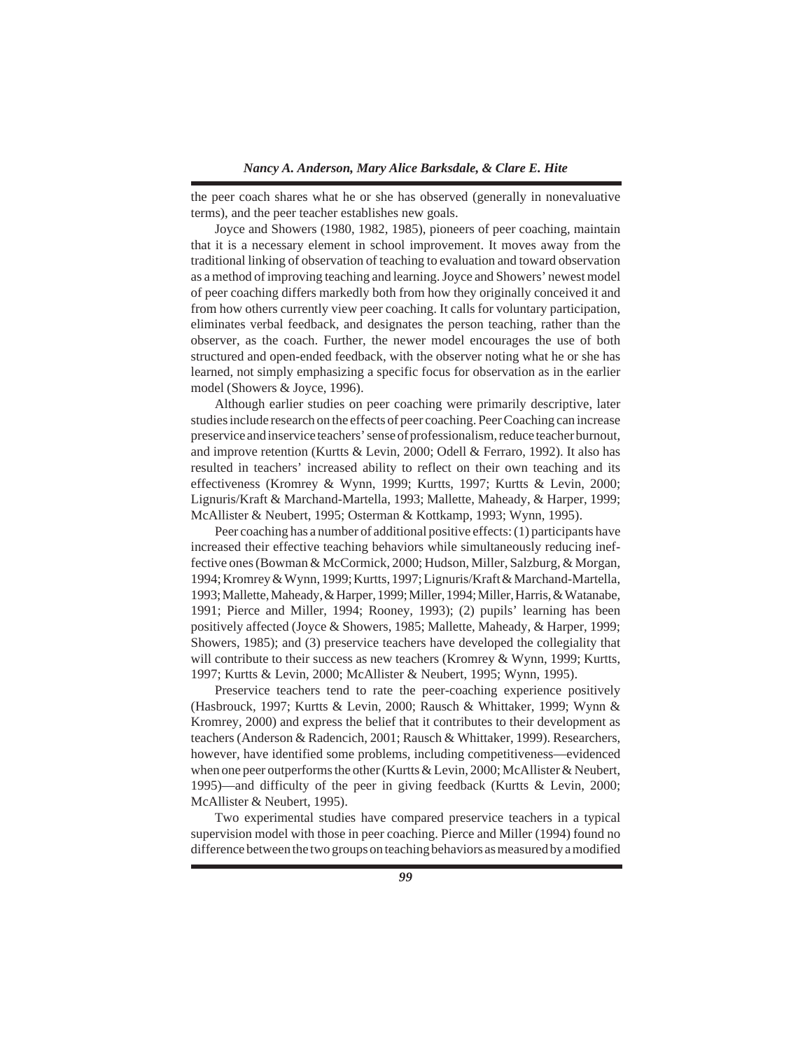the peer coach shares what he or she has observed (generally in nonevaluative terms), and the peer teacher establishes new goals.

Joyce and Showers (1980, 1982, 1985), pioneers of peer coaching, maintain that it is a necessary element in school improvement. It moves away from the traditional linking of observation of teaching to evaluation and toward observation as a method of improving teaching and learning. Joyce and Showers' newest model of peer coaching differs markedly both from how they originally conceived it and from how others currently view peer coaching. It calls for voluntary participation, eliminates verbal feedback, and designates the person teaching, rather than the observer, as the coach. Further, the newer model encourages the use of both structured and open-ended feedback, with the observer noting what he or she has learned, not simply emphasizing a specific focus for observation as in the earlier model (Showers & Joyce, 1996).

Although earlier studies on peer coaching were primarily descriptive, later studies include research on the effects of peer coaching. Peer Coaching can increase preservice and inservice teachers' sense of professionalism, reduce teacher burnout, and improve retention (Kurtts & Levin, 2000; Odell & Ferraro, 1992). It also has resulted in teachers' increased ability to reflect on their own teaching and its effectiveness (Kromrey & Wynn, 1999; Kurtts, 1997; Kurtts & Levin, 2000; Lignuris/Kraft & Marchand-Martella, 1993; Mallette, Maheady, & Harper, 1999; McAllister & Neubert, 1995; Osterman & Kottkamp, 1993; Wynn, 1995).

Peer coaching has a number of additional positive effects: (1) participants have increased their effective teaching behaviors while simultaneously reducing ineffective ones (Bowman & McCormick, 2000; Hudson, Miller, Salzburg, & Morgan, 1994; Kromrey & Wynn, 1999; Kurtts, 1997; Lignuris/Kraft & Marchand-Martella, 1993; Mallette, Maheady, & Harper, 1999; Miller, 1994; Miller, Harris, & Watanabe, 1991; Pierce and Miller, 1994; Rooney, 1993); (2) pupils' learning has been positively affected (Joyce & Showers, 1985; Mallette, Maheady, & Harper, 1999; Showers, 1985); and (3) preservice teachers have developed the collegiality that will contribute to their success as new teachers (Kromrey & Wynn, 1999; Kurtts, 1997; Kurtts & Levin, 2000; McAllister & Neubert, 1995; Wynn, 1995).

Preservice teachers tend to rate the peer-coaching experience positively (Hasbrouck, 1997; Kurtts & Levin, 2000; Rausch & Whittaker, 1999; Wynn & Kromrey, 2000) and express the belief that it contributes to their development as teachers (Anderson & Radencich, 2001; Rausch & Whittaker, 1999). Researchers, however, have identified some problems, including competitiveness—evidenced when one peer outperforms the other (Kurtts & Levin, 2000; McAllister & Neubert, 1995)—and difficulty of the peer in giving feedback (Kurtts & Levin, 2000; McAllister & Neubert, 1995).

Two experimental studies have compared preservice teachers in a typical supervision model with those in peer coaching. Pierce and Miller (1994) found no difference between the two groups on teaching behaviors as measured by a modified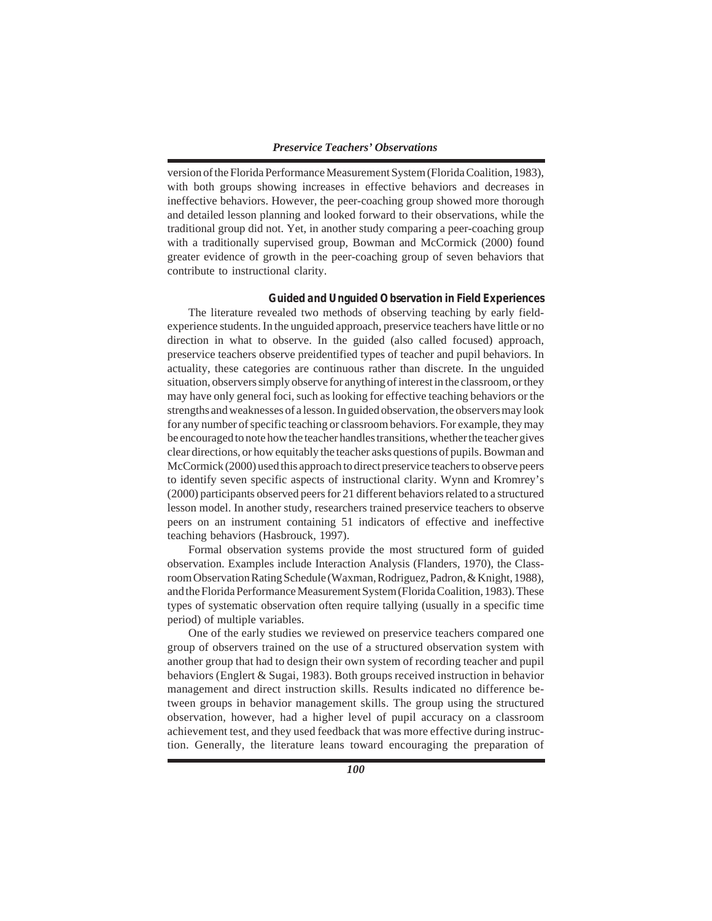version of the Florida Performance Measurement System (Florida Coalition, 1983), with both groups showing increases in effective behaviors and decreases in ineffective behaviors. However, the peer-coaching group showed more thorough and detailed lesson planning and looked forward to their observations, while the traditional group did not. Yet, in another study comparing a peer-coaching group with a traditionally supervised group, Bowman and McCormick (2000) found greater evidence of growth in the peer-coaching group of seven behaviors that contribute to instructional clarity.

### Guided and Unguided Observation in Field Experiences

The literature revealed two methods of observing teaching by early field-experience students. In the unguided approach, preservice teachers have little or no direction in what to observe. In the guided (also called focused) approach, preservice teachers observe preidentified types of teacher and pupil behaviors. In actuality, these categories are continuous rather than discrete. In the unguided situation, observers simply observe for anything of interest in the classroom, or they may have only general foci, such as looking for effective teaching behaviors or the strengths and weaknesses of a lesson. In guided observation, the observers may look for any number of specific teaching or classroom behaviors. For example, they may be encouraged to note how the teacher handles transitions, whether the teacher gives clear directions, or how equitably the teacher asks questions of pupils. Bowman and McCormick (2000) used this approach to direct preservice teachers to observe peers to identify seven specific aspects of instructional clarity. Wynn and Kromrey's (2000) participants observed peers for 21 different behaviors related to a structured lesson model. In another study, researchers trained preservice teachers to observe peers on an instrument containing 51 indicators of effective and ineffective teaching behaviors (Hasbrouck, 1997).

Formal observation systems provide the most structured form of guided observation. Examples include Interaction Analysis (Flanders, 1970), the Classroom Observation Rating Schedule (Waxman, Rodriguez, Padron, & Knight, 1988), and the Florida Performance Measurement System (Florida Coalition, 1983). These types of systematic observation often require tallying (usually in a specific time period) of multiple variables.

One of the early studies we reviewed on preservice teachers compared one group of observers trained on the use of a structured observation system with another group that had to design their own system of recording teacher and pupil behaviors (Englert & Sugai, 1983). Both groups received instruction in behavior management and direct instruction skills. Results indicated no difference between groups in behavior management skills. The group using the structured observation, however, had a higher level of pupil accuracy on a classroom achievement test, and they used feedback that was more effective during instruction. Generally, the literature leans toward encouraging the preparation of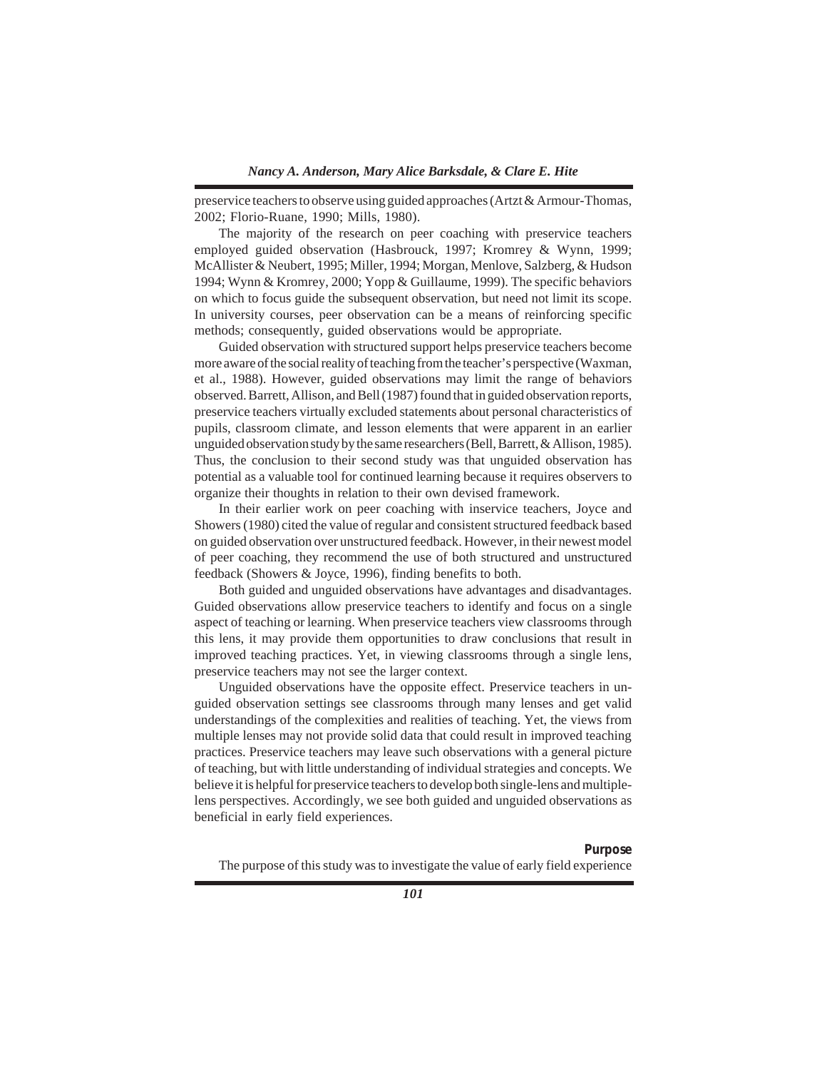preservice teachers to observe using guided approaches (Artzt & Armour-Thomas, 2002; Florio-Ruane, 1990; Mills, 1980).

The majority of the research on peer coaching with preservice teachers employed guided observation (Hasbrouck, 1997; Kromrey & Wynn, 1999; McAllister & Neubert, 1995; Miller, 1994; Morgan, Menlove, Salzberg, & Hudson 1994; Wynn & Kromrey, 2000; Yopp & Guillaume, 1999). The specific behaviors on which to focus guide the subsequent observation, but need not limit its scope. In university courses, peer observation can be a means of reinforcing specific methods; consequently, guided observations would be appropriate.

Guided observation with structured support helps preservice teachers become more aware of the social reality of teaching from the teacher's perspective (Waxman, et al., 1988). However, guided observations may limit the range of behaviors observed. Barrett, Allison, and Bell (1987) found that in guided observation reports, preservice teachers virtually excluded statements about personal characteristics of pupils, classroom climate, and lesson elements that were apparent in an earlier unguided observation study by the same researchers (Bell, Barrett, & Allison, 1985). Thus, the conclusion to their second study was that unguided observation has potential as a valuable tool for continued learning because it requires observers to organize their thoughts in relation to their own devised framework.

In their earlier work on peer coaching with inservice teachers, Joyce and Showers (1980) cited the value of regular and consistent structured feedback based on guided observation over unstructured feedback. However, in their newest model of peer coaching, they recommend the use of both structured and unstructured feedback (Showers & Joyce, 1996), finding benefits to both.

Both guided and unguided observations have advantages and disadvantages. Guided observations allow preservice teachers to identify and focus on a single aspect of teaching or learning. When preservice teachers view classrooms through this lens, it may provide them opportunities to draw conclusions that result in improved teaching practices. Yet, in viewing classrooms through a single lens, preservice teachers may not see the larger context.

Unguided observations have the opposite effect. Preservice teachers in unguided observation settings see classrooms through many lenses and get valid understandings of the complexities and realities of teaching. Yet, the views from multiple lenses may not provide solid data that could result in improved teaching practices. Preservice teachers may leave such observations with a general picture of teaching, but with little understanding of individual strategies and concepts. We believe it is helpful for preservice teachers to develop both single-lens and multiple-lens perspectives. Accordingly, we see both guided and unguided observations as beneficial in early field experiences.

## Purpose

The purpose of this study was to investigate the value of early field experience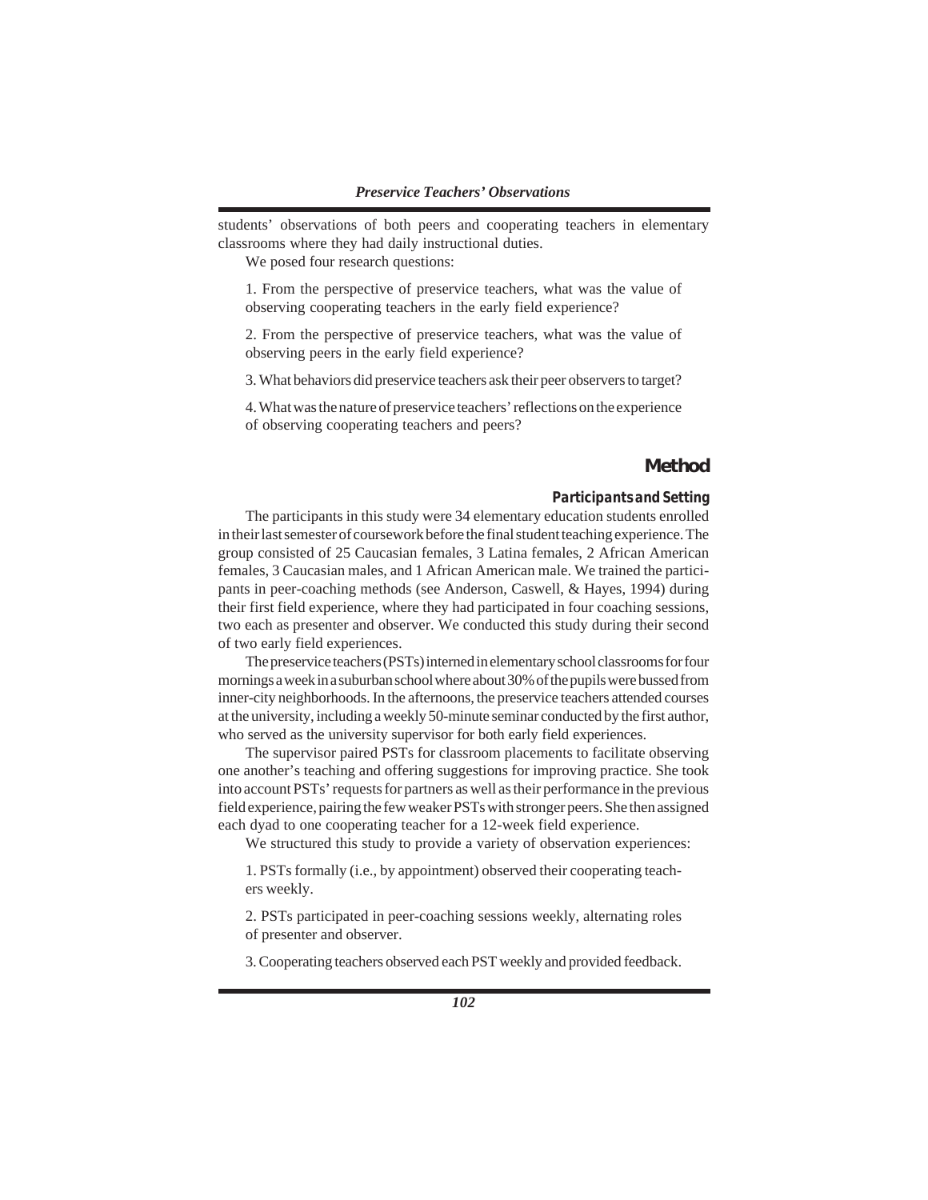students' observations of both peers and cooperating teachers in elementary classrooms where they had daily instructional duties.

We posed four research questions:

1. From the perspective of preservice teachers, what was the value of observing cooperating teachers in the early field experience?

2. From the perspective of preservice teachers, what was the value of observing peers in the early field experience?

3. What behaviors did preservice teachers ask their peer observers to target?

4. What was the nature of preservice teachers' reflections on the experience of observing cooperating teachers and peers?

## Method

### Participants and Setting

The participants in this study were 34 elementary education students enrolled in their last semester of coursework before the final student teaching experience. The group consisted of 25 Caucasian females, 3 Latina females, 2 African American females, 3 Caucasian males, and 1 African American male. We trained the participants in peer-coaching methods (see Anderson, Caswell, & Hayes, 1994) during their first field experience, where they had participated in four coaching sessions, two each as presenter and observer. We conducted this study during their second of two early field experiences.

The preservice teachers (PSTs) interned in elementary school classrooms for four mornings a week in a suburban school where about 30% of the pupils were bussed from inner-city neighborhoods. In the afternoons, the preservice teachers attended courses at the university, including a weekly 50-minute seminar conducted by the first author, who served as the university supervisor for both early field experiences.

The supervisor paired PSTs for classroom placements to facilitate observing one another's teaching and offering suggestions for improving practice. She took into account PSTs' requests for partners as well as their performance in the previous field experience, pairing the few weaker PSTs with stronger peers. She then assigned each dyad to one cooperating teacher for a 12-week field experience.

We structured this study to provide a variety of observation experiences:

1. PSTs formally (i.e., by appointment) observed their cooperating teachers weekly.

2. PSTs participated in peer-coaching sessions weekly, alternating roles of presenter and observer.

3. Cooperating teachers observed each PST weekly and provided feedback.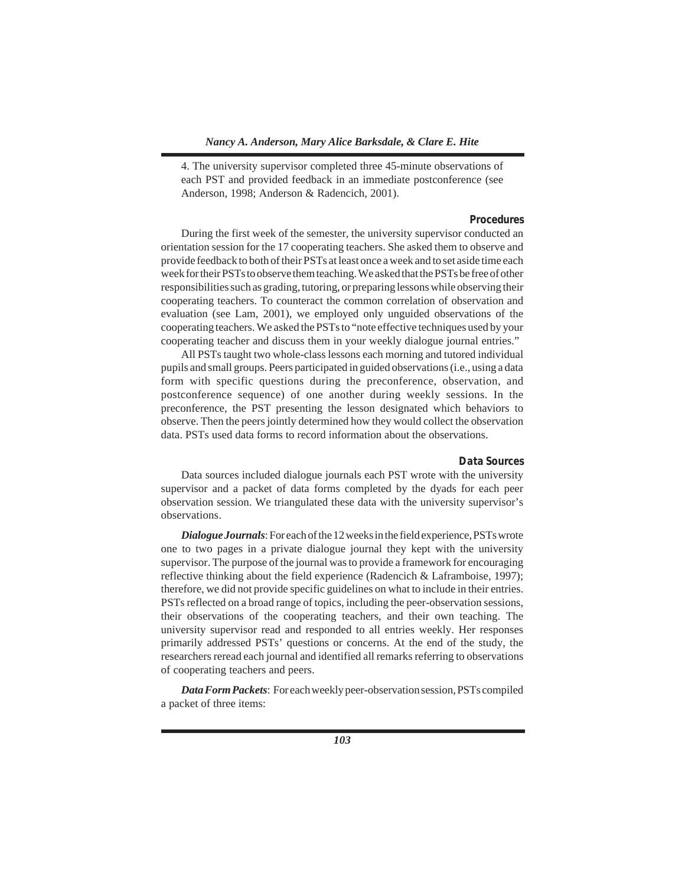4. The university supervisor completed three 45-minute observations of each PST and provided feedback in an immediate postconference (see Anderson, 1998; Anderson & Radencich, 2001).

### Procedures

During the first week of the semester, the university supervisor conducted an orientation session for the 17 cooperating teachers. She asked them to observe and provide feedback to both of their PSTs at least once a week and to set aside time each week for their PSTs to observe them teaching. We asked that the PSTs be free of other responsibilities such as grading, tutoring, or preparing lessons while observing their cooperating teachers. To counteract the common correlation of observation and evaluation (see Lam, 2001), we employed only unguided observations of the cooperating teachers. We asked the PSTs to "note effective techniques used by your cooperating teacher and discuss them in your weekly dialogue journal entries."

All PSTs taught two whole-class lessons each morning and tutored individual pupils and small groups. Peers participated in guided observations (i.e., using a data form with specific questions during the preconference, observation, and postconference sequence) of one another during weekly sessions. In the preconference, the PST presenting the lesson designated which behaviors to observe. Then the peers jointly determined how they would collect the observation data. PSTs used data forms to record information about the observations.

### Data Sources

Data sources included dialogue journals each PST wrote with the university supervisor and a packet of data forms completed by the dyads for each peer observation session. We triangulated these data with the university supervisor's observations.

***Dialogue Journals***: For each of the 12 weeks in the field experience, PSTs wrote one to two pages in a private dialogue journal they kept with the university supervisor. The purpose of the journal was to provide a framework for encouraging reflective thinking about the field experience (Radencich & Laframboise, 1997); therefore, we did not provide specific guidelines on what to include in their entries. PSTs reflected on a broad range of topics, including the peer-observation sessions, their observations of the cooperating teachers, and their own teaching. The university supervisor read and responded to all entries weekly. Her responses primarily addressed PSTs' questions or concerns. At the end of the study, the researchers reread each journal and identified all remarks referring to observations of cooperating teachers and peers.

***Data Form Packets***: For each weekly peer-observation session, PSTs compiled a packet of three items: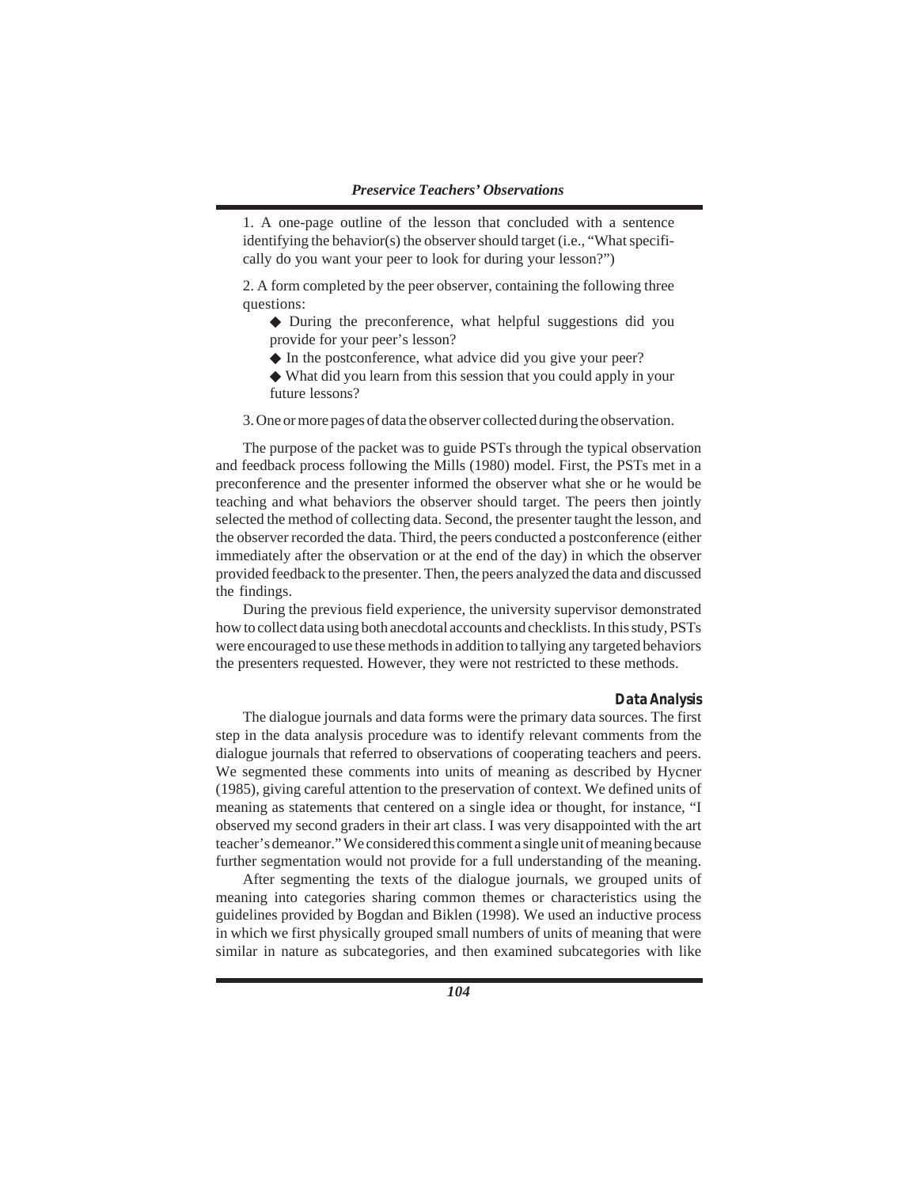1. A one-page outline of the lesson that concluded with a sentence identifying the behavior(s) the observer should target (i.e., "What specifically do you want your peer to look for during your lesson?")

2. A form completed by the peer observer, containing the following three questions:

◆ During the preconference, what helpful suggestions did you provide for your peer's lesson?

◆ In the postconference, what advice did you give your peer?

◆ What did you learn from this session that you could apply in your future lessons?

3. One or more pages of data the observer collected during the observation.

The purpose of the packet was to guide PSTs through the typical observation and feedback process following the Mills (1980) model. First, the PSTs met in a preconference and the presenter informed the observer what she or he would be teaching and what behaviors the observer should target. The peers then jointly selected the method of collecting data. Second, the presenter taught the lesson, and the observer recorded the data. Third, the peers conducted a postconference (either immediately after the observation or at the end of the day) in which the observer provided feedback to the presenter. Then, the peers analyzed the data and discussed the findings.

During the previous field experience, the university supervisor demonstrated how to collect data using both anecdotal accounts and checklists. In this study, PSTs were encouraged to use these methods in addition to tallying any targeted behaviors the presenters requested. However, they were not restricted to these methods.

### Data Analysis

The dialogue journals and data forms were the primary data sources. The first step in the data analysis procedure was to identify relevant comments from the dialogue journals that referred to observations of cooperating teachers and peers. We segmented these comments into units of meaning as described by Hycner (1985), giving careful attention to the preservation of context. We defined units of meaning as statements that centered on a single idea or thought, for instance, "I observed my second graders in their art class. I was very disappointed with the art teacher's demeanor." We considered this comment a single unit of meaning because further segmentation would not provide for a full understanding of the meaning.

After segmenting the texts of the dialogue journals, we grouped units of meaning into categories sharing common themes or characteristics using the guidelines provided by Bogdan and Biklen (1998). We used an inductive process in which we first physically grouped small numbers of units of meaning that were similar in nature as subcategories, and then examined subcategories with like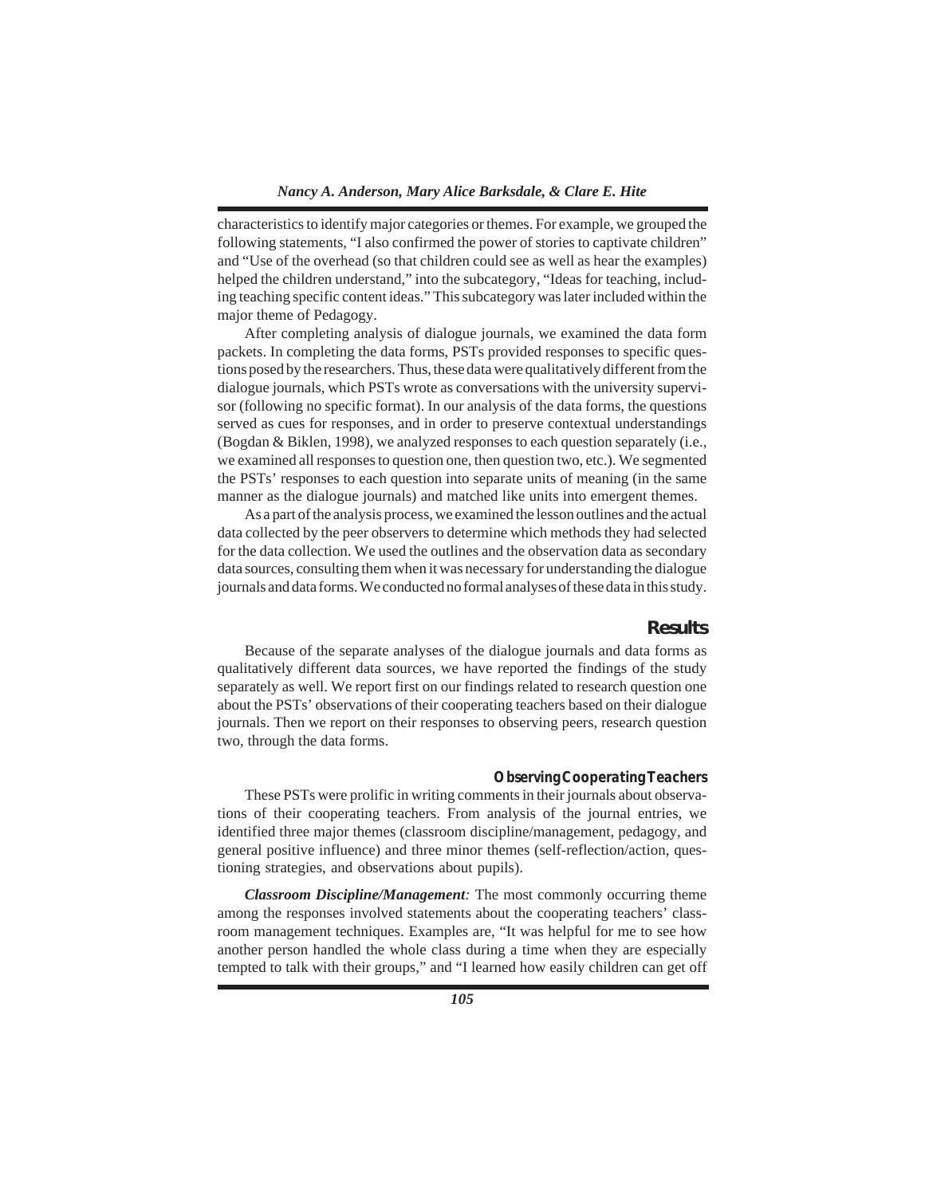characteristics to identify major categories or themes. For example, we grouped the following statements, "I also confirmed the power of stories to captivate children" and "Use of the overhead (so that children could see as well as hear the examples) helped the children understand," into the subcategory, "Ideas for teaching, including teaching specific content ideas." This subcategory was later included within the major theme of Pedagogy.

After completing analysis of dialogue journals, we examined the data form packets. In completing the data forms, PSTs provided responses to specific questions posed by the researchers. Thus, these data were qualitatively different from the dialogue journals, which PSTs wrote as conversations with the university supervisor (following no specific format). In our analysis of the data forms, the questions served as cues for responses, and in order to preserve contextual understandings (Bogdan & Biklen, 1998), we analyzed responses to each question separately (i.e., we examined all responses to question one, then question two, etc.). We segmented the PSTs' responses to each question into separate units of meaning (in the same manner as the dialogue journals) and matched like units into emergent themes.

As a part of the analysis process, we examined the lesson outlines and the actual data collected by the peer observers to determine which methods they had selected for the data collection. We used the outlines and the observation data as secondary data sources, consulting them when it was necessary for understanding the dialogue journals and data forms. We conducted no formal analyses of these data in this study.

## Results

Because of the separate analyses of the dialogue journals and data forms as qualitatively different data sources, we have reported the findings of the study separately as well. We report first on our findings related to research question one about the PSTs' observations of their cooperating teachers based on their dialogue journals. Then we report on their responses to observing peers, research question two, through the data forms.

### Observing Cooperating Teachers

These PSTs were prolific in writing comments in their journals about observations of their cooperating teachers. From analysis of the journal entries, we identified three major themes (classroom discipline/management, pedagogy, and general positive influence) and three minor themes (self-reflection/action, questioning strategies, and observations about pupils).

***Classroom Discipline/Management:*** The most commonly occurring theme among the responses involved statements about the cooperating teachers' classroom management techniques. Examples are, "It was helpful for me to see how another person handled the whole class during a time when they are especially tempted to talk with their groups," and "I learned how easily children can get off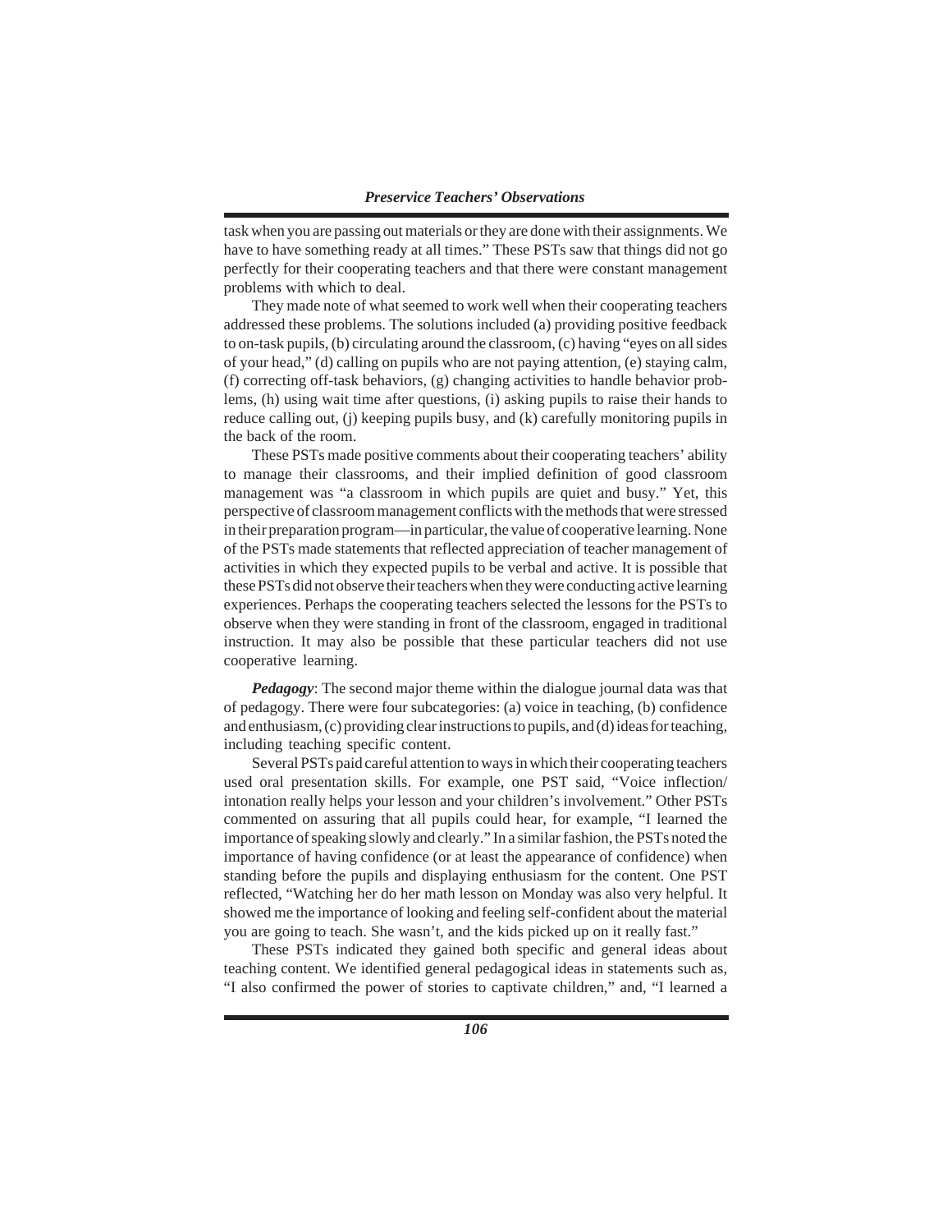task when you are passing out materials or they are done with their assignments. We have to have something ready at all times." These PSTs saw that things did not go perfectly for their cooperating teachers and that there were constant management problems with which to deal.

They made note of what seemed to work well when their cooperating teachers addressed these problems. The solutions included (a) providing positive feedback to on-task pupils, (b) circulating around the classroom, (c) having "eyes on all sides of your head," (d) calling on pupils who are not paying attention, (e) staying calm, (f) correcting off-task behaviors, (g) changing activities to handle behavior problems, (h) using wait time after questions, (i) asking pupils to raise their hands to reduce calling out, (j) keeping pupils busy, and (k) carefully monitoring pupils in the back of the room.

These PSTs made positive comments about their cooperating teachers' ability to manage their classrooms, and their implied definition of good classroom management was "a classroom in which pupils are quiet and busy." Yet, this perspective of classroom management conflicts with the methods that were stressed in their preparation program—in particular, the value of cooperative learning. None of the PSTs made statements that reflected appreciation of teacher management of activities in which they expected pupils to be verbal and active. It is possible that these PSTs did not observe their teachers when they were conducting active learning experiences. Perhaps the cooperating teachers selected the lessons for the PSTs to observe when they were standing in front of the classroom, engaged in traditional instruction. It may also be possible that these particular teachers did not use cooperative learning.

***Pedagogy***: The second major theme within the dialogue journal data was that of pedagogy. There were four subcategories: (a) voice in teaching, (b) confidence and enthusiasm, (c) providing clear instructions to pupils, and (d) ideas for teaching, including teaching specific content.

Several PSTs paid careful attention to ways in which their cooperating teachers used oral presentation skills. For example, one PST said, "Voice inflection/ intonation really helps your lesson and your children's involvement." Other PSTs commented on assuring that all pupils could hear, for example, "I learned the importance of speaking slowly and clearly." In a similar fashion, the PSTs noted the importance of having confidence (or at least the appearance of confidence) when standing before the pupils and displaying enthusiasm for the content. One PST reflected, "Watching her do her math lesson on Monday was also very helpful. It showed me the importance of looking and feeling self-confident about the material you are going to teach. She wasn't, and the kids picked up on it really fast."

These PSTs indicated they gained both specific and general ideas about teaching content. We identified general pedagogical ideas in statements such as, "I also confirmed the power of stories to captivate children," and, "I learned a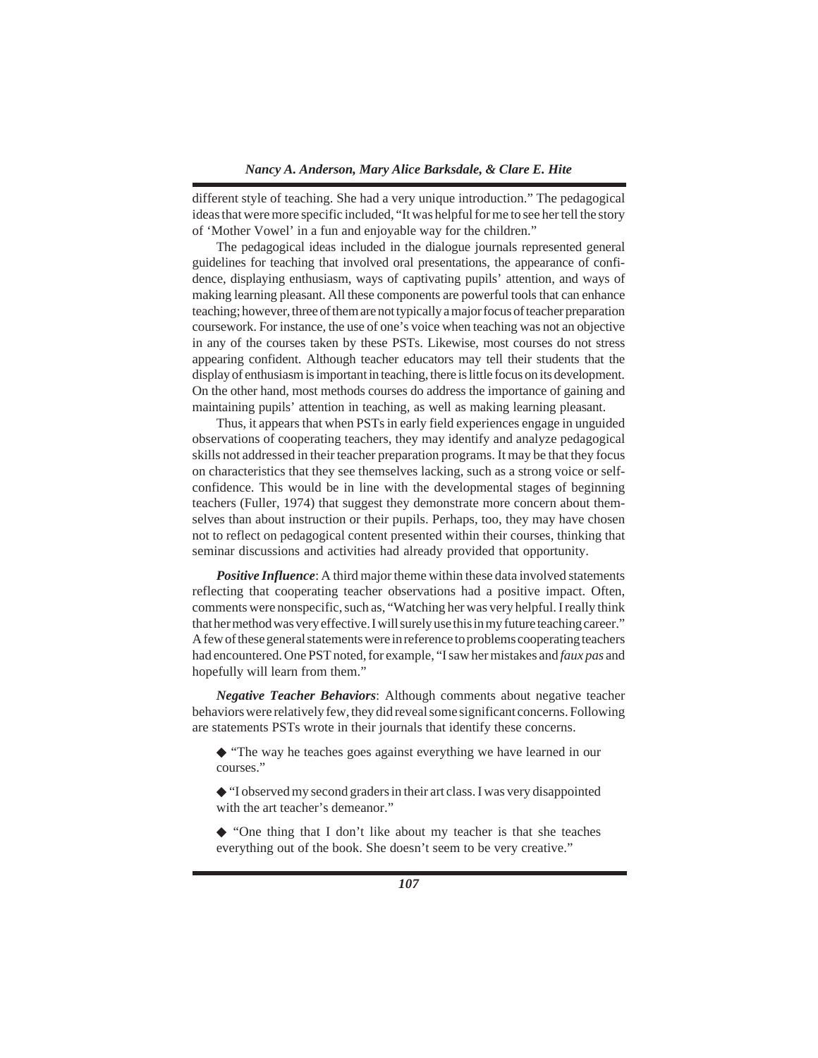different style of teaching. She had a very unique introduction." The pedagogical ideas that were more specific included, "It was helpful for me to see her tell the story of 'Mother Vowel' in a fun and enjoyable way for the children."

The pedagogical ideas included in the dialogue journals represented general guidelines for teaching that involved oral presentations, the appearance of confidence, displaying enthusiasm, ways of captivating pupils' attention, and ways of making learning pleasant. All these components are powerful tools that can enhance teaching; however, three of them are not typically a major focus of teacher preparation coursework. For instance, the use of one's voice when teaching was not an objective in any of the courses taken by these PSTs. Likewise, most courses do not stress appearing confident. Although teacher educators may tell their students that the display of enthusiasm is important in teaching, there is little focus on its development. On the other hand, most methods courses do address the importance of gaining and maintaining pupils' attention in teaching, as well as making learning pleasant.

Thus, it appears that when PSTs in early field experiences engage in unguided observations of cooperating teachers, they may identify and analyze pedagogical skills not addressed in their teacher preparation programs. It may be that they focus on characteristics that they see themselves lacking, such as a strong voice or self-confidence. This would be in line with the developmental stages of beginning teachers (Fuller, 1974) that suggest they demonstrate more concern about themselves than about instruction or their pupils. Perhaps, too, they may have chosen not to reflect on pedagogical content presented within their courses, thinking that seminar discussions and activities had already provided that opportunity.

***Positive Influence***: A third major theme within these data involved statements reflecting that cooperating teacher observations had a positive impact. Often, comments were nonspecific, such as, "Watching her was very helpful. I really think that her method was very effective. I will surely use this in my future teaching career." A few of these general statements were in reference to problems cooperating teachers had encountered. One PST noted, for example, "I saw her mistakes and *faux pas* and hopefully will learn from them."

***Negative Teacher Behaviors***: Although comments about negative teacher behaviors were relatively few, they did reveal some significant concerns. Following are statements PSTs wrote in their journals that identify these concerns.

◆ "The way he teaches goes against everything we have learned in our courses."

◆ "I observed my second graders in their art class. I was very disappointed with the art teacher's demeanor."

◆ "One thing that I don't like about my teacher is that she teaches everything out of the book. She doesn't seem to be very creative."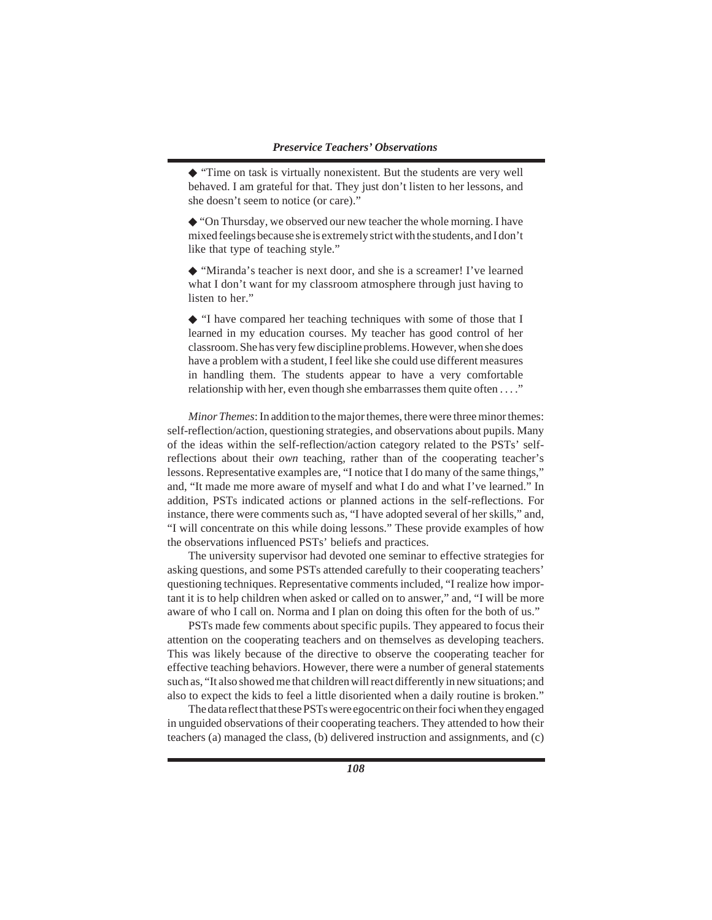◆ "Time on task is virtually nonexistent. But the students are very well behaved. I am grateful for that. They just don't listen to her lessons, and she doesn't seem to notice (or care)."

◆ "On Thursday, we observed our new teacher the whole morning. I have mixed feelings because she is extremely strict with the students, and I don't like that type of teaching style."

◆ "Miranda's teacher is next door, and she is a screamer! I've learned what I don't want for my classroom atmosphere through just having to listen to her."

◆ "I have compared her teaching techniques with some of those that I learned in my education courses. My teacher has good control of her classroom. She has very few discipline problems. However, when she does have a problem with a student, I feel like she could use different measures in handling them. The students appear to have a very comfortable relationship with her, even though she embarrasses them quite often . . . ."

*Minor Themes*: In addition to the major themes, there were three minor themes: self-reflection/action, questioning strategies, and observations about pupils. Many of the ideas within the self-reflection/action category related to the PSTs' self-reflections about their *own* teaching, rather than of the cooperating teacher's lessons. Representative examples are, "I notice that I do many of the same things," and, "It made me more aware of myself and what I do and what I've learned." In addition, PSTs indicated actions or planned actions in the self-reflections. For instance, there were comments such as, "I have adopted several of her skills," and, "I will concentrate on this while doing lessons." These provide examples of how the observations influenced PSTs' beliefs and practices.

The university supervisor had devoted one seminar to effective strategies for asking questions, and some PSTs attended carefully to their cooperating teachers' questioning techniques. Representative comments included, "I realize how important it is to help children when asked or called on to answer," and, "I will be more aware of who I call on. Norma and I plan on doing this often for the both of us."

PSTs made few comments about specific pupils. They appeared to focus their attention on the cooperating teachers and on themselves as developing teachers. This was likely because of the directive to observe the cooperating teacher for effective teaching behaviors. However, there were a number of general statements such as, "It also showed me that children will react differently in new situations; and also to expect the kids to feel a little disoriented when a daily routine is broken."

The data reflect that these PSTs were egocentric on their foci when they engaged in unguided observations of their cooperating teachers. They attended to how their teachers (a) managed the class, (b) delivered instruction and assignments, and (c)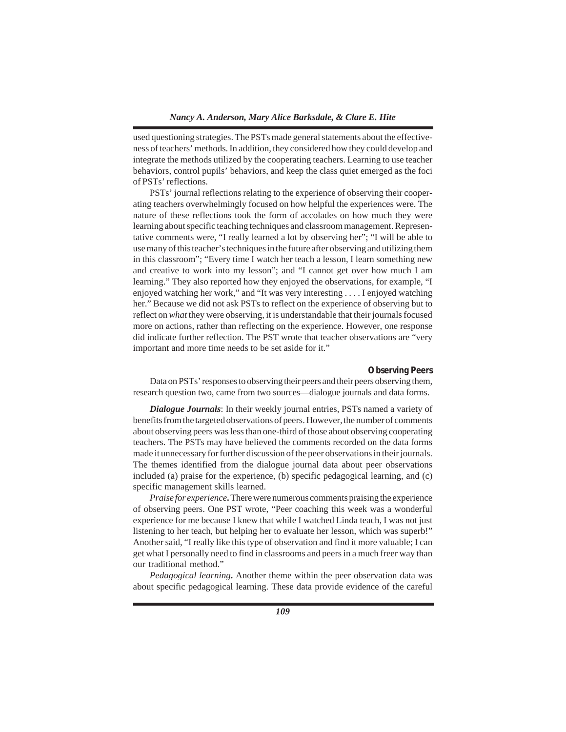used questioning strategies. The PSTs made general statements about the effectiveness of teachers' methods. In addition, they considered how they could develop and integrate the methods utilized by the cooperating teachers. Learning to use teacher behaviors, control pupils' behaviors, and keep the class quiet emerged as the foci of PSTs' reflections.

PSTs' journal reflections relating to the experience of observing their cooperating teachers overwhelmingly focused on how helpful the experiences were. The nature of these reflections took the form of accolades on how much they were learning about specific teaching techniques and classroom management. Representative comments were, "I really learned a lot by observing her"; "I will be able to use many of this teacher's techniques in the future after observing and utilizing them in this classroom"; "Every time I watch her teach a lesson, I learn something new and creative to work into my lesson"; and "I cannot get over how much I am learning." They also reported how they enjoyed the observations, for example, "I enjoyed watching her work," and "It was very interesting . . . . I enjoyed watching her." Because we did not ask PSTs to reflect on the experience of observing but to reflect on *what* they were observing, it is understandable that their journals focused more on actions, rather than reflecting on the experience. However, one response did indicate further reflection. The PST wrote that teacher observations are "very important and more time needs to be set aside for it."

### Observing Peers

Data on PSTs' responses to observing their peers and their peers observing them, research question two, came from two sources—dialogue journals and data forms.

***Dialogue Journals***: In their weekly journal entries, PSTs named a variety of benefits from the targeted observations of peers. However, the number of comments about observing peers was less than one-third of those about observing cooperating teachers. The PSTs may have believed the comments recorded on the data forms made it unnecessary for further discussion of the peer observations in their journals. The themes identified from the dialogue journal data about peer observations included (a) praise for the experience, (b) specific pedagogical learning, and (c) specific management skills learned.

*Praise for experience***.** There were numerous comments praising the experience of observing peers. One PST wrote, "Peer coaching this week was a wonderful experience for me because I knew that while I watched Linda teach, I was not just listening to her teach, but helping her to evaluate her lesson, which was superb!" Another said, "I really like this type of observation and find it more valuable; I can get what I personally need to find in classrooms and peers in a much freer way than our traditional method."

*Pedagogical learning***.** Another theme within the peer observation data was about specific pedagogical learning. These data provide evidence of the careful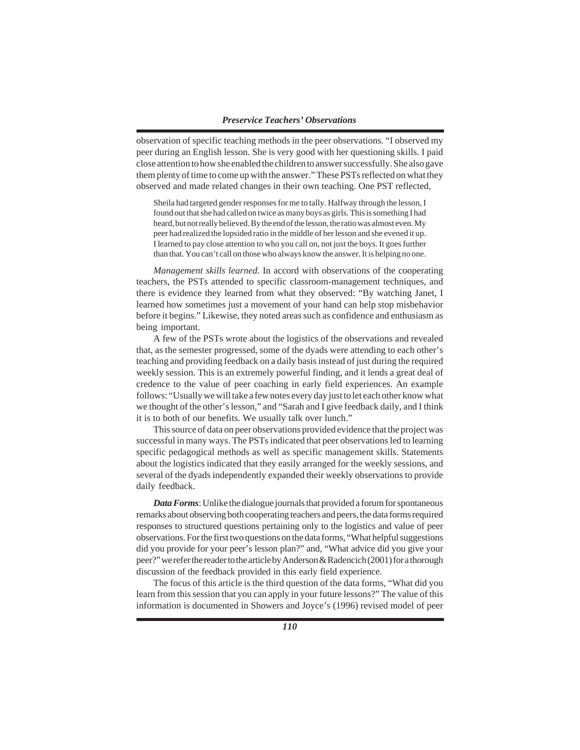observation of specific teaching methods in the peer observations. "I observed my peer during an English lesson. She is very good with her questioning skills. I paid close attention to how she enabled the children to answer successfully. She also gave them plenty of time to come up with the answer." These PSTs reflected on what they observed and made related changes in their own teaching. One PST reflected,

> Sheila had targeted gender responses for me to tally. Halfway through the lesson, I found out that she had called on twice as many boys as girls. This is something I had heard, but not really believed. By the end of the lesson, the ratio was almost even. My peer had realized the lopsided ratio in the middle of her lesson and she evened it up. I learned to pay close attention to who you call on, not just the boys. It goes further than that. You can't call on those who always know the answer. It is helping no one.

*Management skills learned*. In accord with observations of the cooperating teachers, the PSTs attended to specific classroom-management techniques, and there is evidence they learned from what they observed: "By watching Janet, I learned how sometimes just a movement of your hand can help stop misbehavior before it begins." Likewise, they noted areas such as confidence and enthusiasm as being important.

A few of the PSTs wrote about the logistics of the observations and revealed that, as the semester progressed, some of the dyads were attending to each other's teaching and providing feedback on a daily basis instead of just during the required weekly session. This is an extremely powerful finding, and it lends a great deal of credence to the value of peer coaching in early field experiences. An example follows: "Usually we will take a few notes every day just to let each other know what we thought of the other's lesson," and "Sarah and I give feedback daily, and I think it is to both of our benefits. We usually talk over lunch."

This source of data on peer observations provided evidence that the project was successful in many ways. The PSTs indicated that peer observations led to learning specific pedagogical methods as well as specific management skills. Statements about the logistics indicated that they easily arranged for the weekly sessions, and several of the dyads independently expanded their weekly observations to provide daily feedback.

***Data Forms***: Unlike the dialogue journals that provided a forum for spontaneous remarks about observing both cooperating teachers and peers, the data forms required responses to structured questions pertaining only to the logistics and value of peer observations. For the first two questions on the data forms, "What helpful suggestions did you provide for your peer's lesson plan?" and, "What advice did you give your peer?" we refer the reader to the article by Anderson & Radencich (2001) for a thorough discussion of the feedback provided in this early field experience.

The focus of this article is the third question of the data forms, "What did you learn from this session that you can apply in your future lessons?" The value of this information is documented in Showers and Joyce's (1996) revised model of peer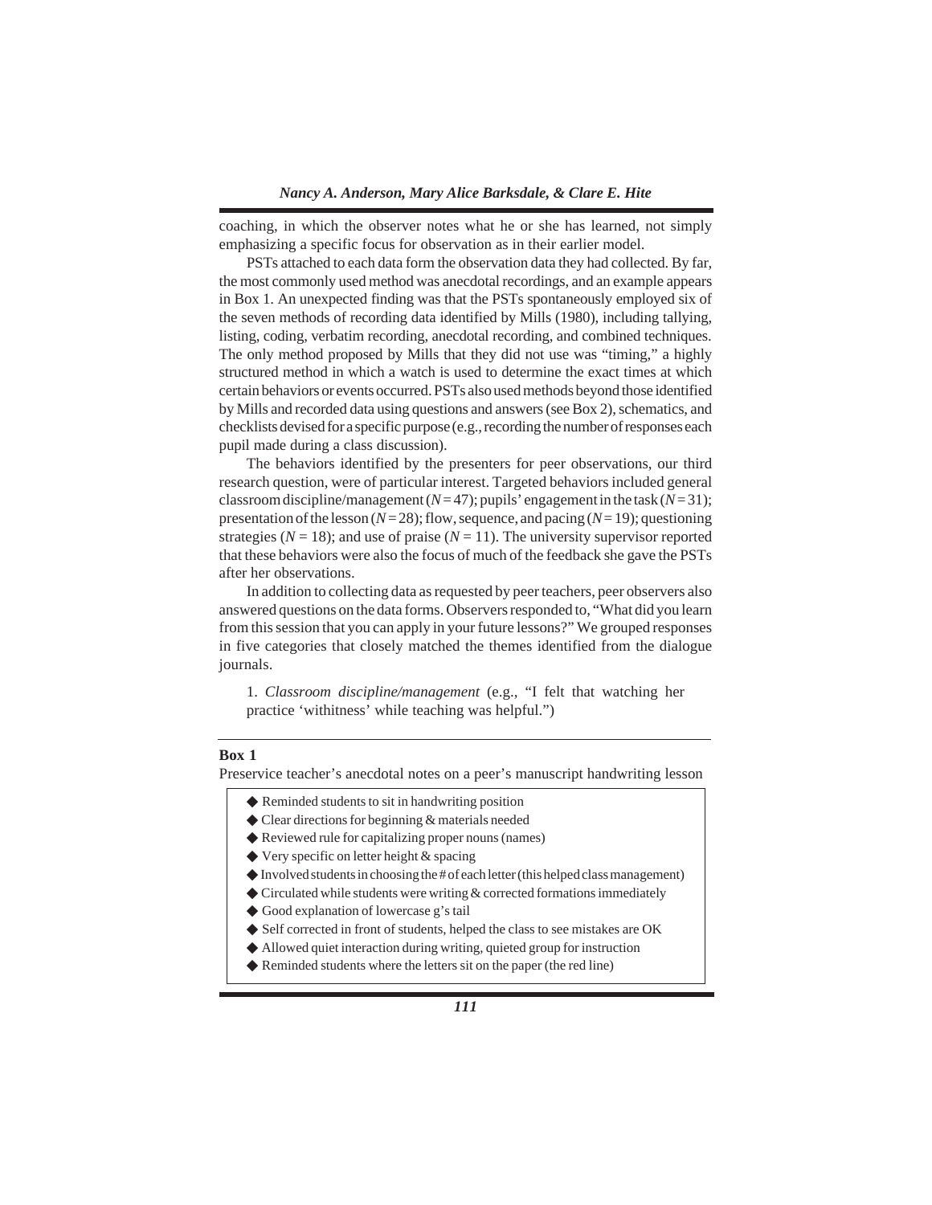coaching, in which the observer notes what he or she has learned, not simply emphasizing a specific focus for observation as in their earlier model.

PSTs attached to each data form the observation data they had collected. By far, the most commonly used method was anecdotal recordings, and an example appears in Box 1. An unexpected finding was that the PSTs spontaneously employed six of the seven methods of recording data identified by Mills (1980), including tallying, listing, coding, verbatim recording, anecdotal recording, and combined techniques. The only method proposed by Mills that they did not use was "timing," a highly structured method in which a watch is used to determine the exact times at which certain behaviors or events occurred. PSTs also used methods beyond those identified by Mills and recorded data using questions and answers (see Box 2), schematics, and checklists devised for a specific purpose (e.g., recording the number of responses each pupil made during a class discussion).

The behaviors identified by the presenters for peer observations, our third research question, were of particular interest. Targeted behaviors included general classroom discipline/management ($N = 47$); pupils' engagement in the task ($N = 31$); presentation of the lesson ($N = 28$); flow, sequence, and pacing ($N = 19$); questioning strategies ($N = 18$); and use of praise ($N = 11$). The university supervisor reported that these behaviors were also the focus of much of the feedback she gave the PSTs after her observations.

In addition to collecting data as requested by peer teachers, peer observers also answered questions on the data forms. Observers responded to, "What did you learn from this session that you can apply in your future lessons?" We grouped responses in five categories that closely matched the themes identified from the dialogue journals.

1. *Classroom discipline/management* (e.g., "I felt that watching her practice 'withitness' while teaching was helpful.")

**Box 1**

Preservice teacher's anecdotal notes on a peer's manuscript handwriting lesson

- ◆ Reminded students to sit in handwriting position
- ◆ Clear directions for beginning & materials needed
- ◆ Reviewed rule for capitalizing proper nouns (names)
- ◆ Very specific on letter height & spacing
- ◆ Involved students in choosing the # of each letter (this helped class management)
- ◆ Circulated while students were writing & corrected formations immediately
- ◆ Good explanation of lowercase g's tail
- ◆ Self corrected in front of students, helped the class to see mistakes are OK
- ◆ Allowed quiet interaction during writing, quieted group for instruction
- ◆ Reminded students where the letters sit on the paper (the red line)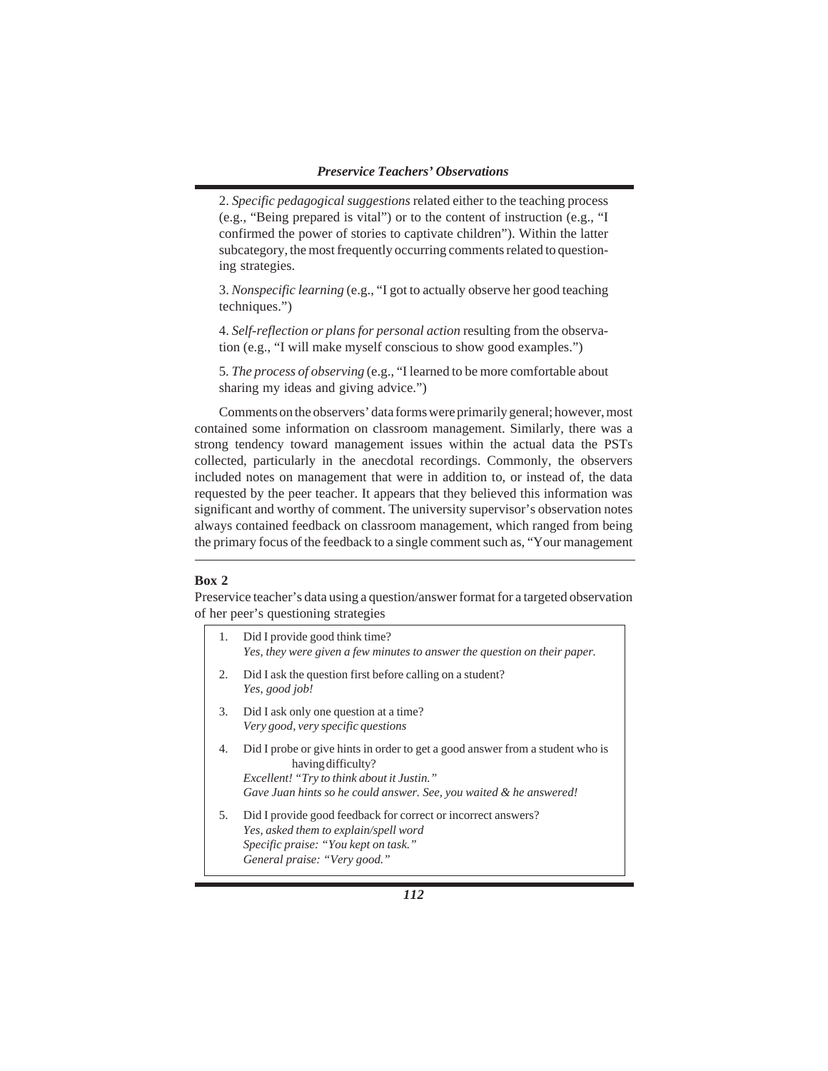2. *Specific pedagogical suggestions* related either to the teaching process (e.g., "Being prepared is vital") or to the content of instruction (e.g., "I confirmed the power of stories to captivate children"). Within the latter subcategory, the most frequently occurring comments related to questioning strategies.

3. *Nonspecific learning* (e.g., "I got to actually observe her good teaching techniques.")

4. *Self-reflection or plans for personal action* resulting from the observation (e.g., "I will make myself conscious to show good examples.")

5. *The process of observing* (e.g., "I learned to be more comfortable about sharing my ideas and giving advice.")

Comments on the observers' data forms were primarily general; however, most contained some information on classroom management. Similarly, there was a strong tendency toward management issues within the actual data the PSTs collected, particularly in the anecdotal recordings. Commonly, the observers included notes on management that were in addition to, or instead of, the data requested by the peer teacher. It appears that they believed this information was significant and worthy of comment. The university supervisor's observation notes always contained feedback on classroom management, which ranged from being the primary focus of the feedback to a single comment such as, "Your management

**Box 2**

Preservice teacher's data using a question/answer format for a targeted observation of her peer's questioning strategies

1. Did I provide good think time?
   *Yes, they were given a few minutes to answer the question on their paper.*
2. Did I ask the question first before calling on a student?
   *Yes, good job!*
3. Did I ask only one question at a time?
   *Very good, very specific questions*
4. Did I probe or give hints in order to get a good answer from a student who is having difficulty?
   *Excellent! "Try to think about it Justin."*
   *Gave Juan hints so he could answer. See, you waited & he answered!*
5. Did I provide good feedback for correct or incorrect answers?
   *Yes, asked them to explain/spell word*
   *Specific praise: "You kept on task."*
   *General praise: "Very good."*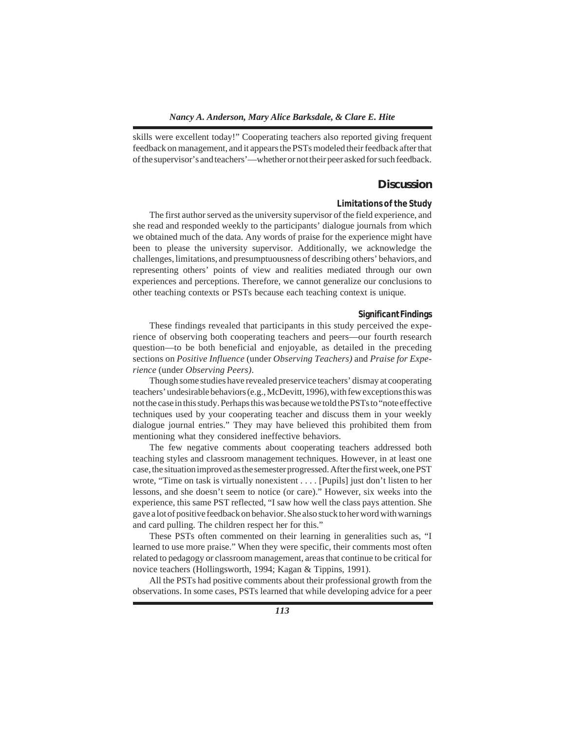skills were excellent today!" Cooperating teachers also reported giving frequent feedback on management, and it appears the PSTs modeled their feedback after that of the supervisor's and teachers'—whether or not their peer asked for such feedback.

## Discussion

### Limitations of the Study

The first author served as the university supervisor of the field experience, and she read and responded weekly to the participants' dialogue journals from which we obtained much of the data. Any words of praise for the experience might have been to please the university supervisor. Additionally, we acknowledge the challenges, limitations, and presumptuousness of describing others' behaviors, and representing others' points of view and realities mediated through our own experiences and perceptions. Therefore, we cannot generalize our conclusions to other teaching contexts or PSTs because each teaching context is unique.

### Significant Findings

These findings revealed that participants in this study perceived the experience of observing both cooperating teachers and peers—our fourth research question—to be both beneficial and enjoyable, as detailed in the preceding sections on *Positive Influence* (under *Observing Teachers)* and *Praise for Experience* (under *Observing Peers)*.

Though some studies have revealed preservice teachers' dismay at cooperating teachers' undesirable behaviors (e.g., McDevitt, 1996), with few exceptions this was not the case in this study. Perhaps this was because we told the PSTs to "note effective techniques used by your cooperating teacher and discuss them in your weekly dialogue journal entries." They may have believed this prohibited them from mentioning what they considered ineffective behaviors.

The few negative comments about cooperating teachers addressed both teaching styles and classroom management techniques. However, in at least one case, the situation improved as the semester progressed. After the first week, one PST wrote, "Time on task is virtually nonexistent . . . . [Pupils] just don't listen to her lessons, and she doesn't seem to notice (or care)." However, six weeks into the experience, this same PST reflected, "I saw how well the class pays attention. She gave a lot of positive feedback on behavior. She also stuck to her word with warnings and card pulling. The children respect her for this."

These PSTs often commented on their learning in generalities such as, "I learned to use more praise." When they were specific, their comments most often related to pedagogy or classroom management, areas that continue to be critical for novice teachers (Hollingsworth, 1994; Kagan & Tippins, 1991).

All the PSTs had positive comments about their professional growth from the observations. In some cases, PSTs learned that while developing advice for a peer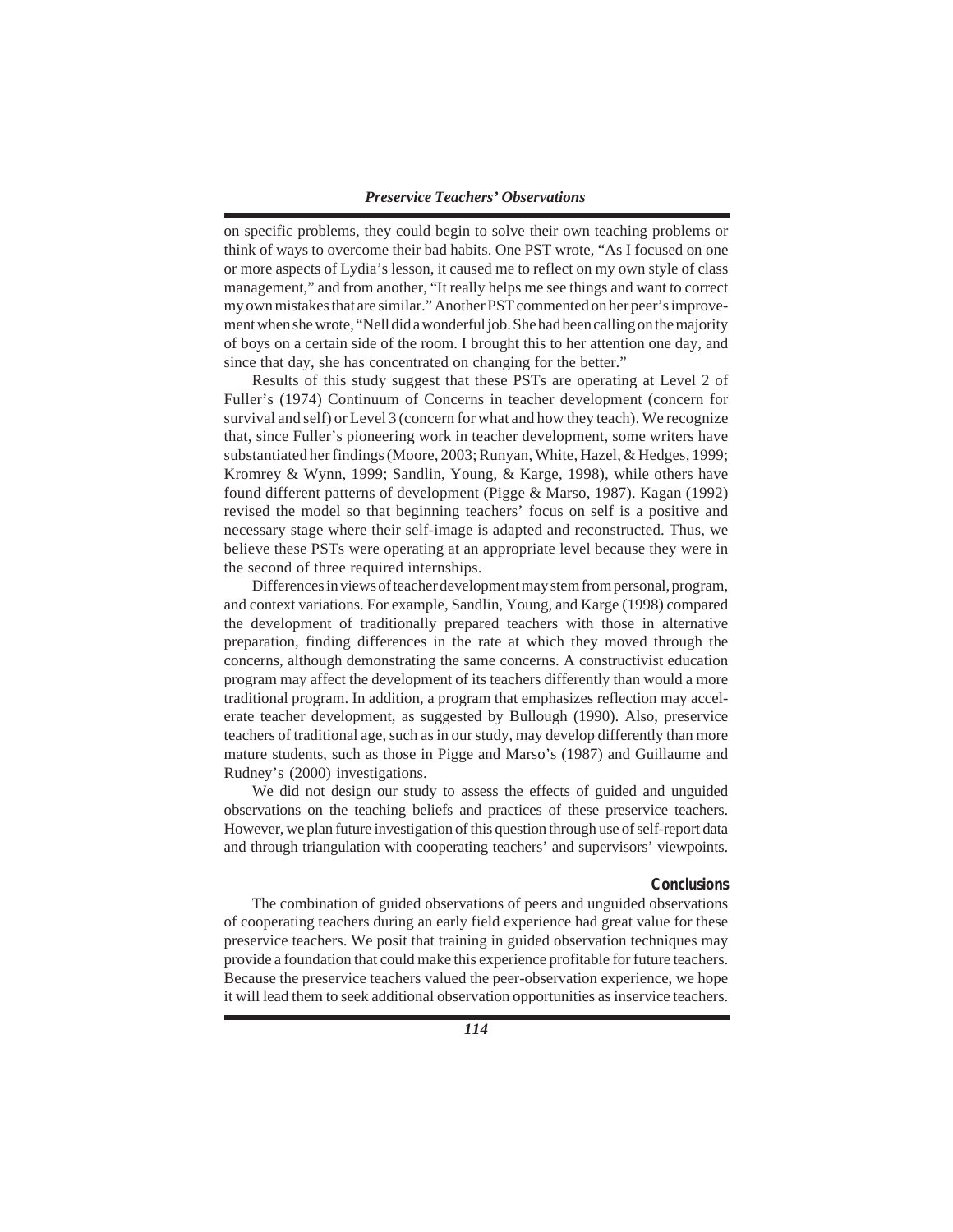on specific problems, they could begin to solve their own teaching problems or think of ways to overcome their bad habits. One PST wrote, "As I focused on one or more aspects of Lydia's lesson, it caused me to reflect on my own style of class management," and from another, "It really helps me see things and want to correct my own mistakes that are similar." Another PST commented on her peer's improvement when she wrote, "Nell did a wonderful job. She had been calling on the majority of boys on a certain side of the room. I brought this to her attention one day, and since that day, she has concentrated on changing for the better."

Results of this study suggest that these PSTs are operating at Level 2 of Fuller's (1974) Continuum of Concerns in teacher development (concern for survival and self) or Level 3 (concern for what and how they teach). We recognize that, since Fuller's pioneering work in teacher development, some writers have substantiated her findings (Moore, 2003; Runyan, White, Hazel, & Hedges, 1999; Kromrey & Wynn, 1999; Sandlin, Young, & Karge, 1998), while others have found different patterns of development (Pigge & Marso, 1987). Kagan (1992) revised the model so that beginning teachers' focus on self is a positive and necessary stage where their self-image is adapted and reconstructed. Thus, we believe these PSTs were operating at an appropriate level because they were in the second of three required internships.

Differences in views of teacher development may stem from personal, program, and context variations. For example, Sandlin, Young, and Karge (1998) compared the development of traditionally prepared teachers with those in alternative preparation, finding differences in the rate at which they moved through the concerns, although demonstrating the same concerns. A constructivist education program may affect the development of its teachers differently than would a more traditional program. In addition, a program that emphasizes reflection may accelerate teacher development, as suggested by Bullough (1990). Also, preservice teachers of traditional age, such as in our study, may develop differently than more mature students, such as those in Pigge and Marso's (1987) and Guillaume and Rudney's (2000) investigations.

We did not design our study to assess the effects of guided and unguided observations on the teaching beliefs and practices of these preservice teachers. However, we plan future investigation of this question through use of self-report data and through triangulation with cooperating teachers' and supervisors' viewpoints.

## Conclusions

The combination of guided observations of peers and unguided observations of cooperating teachers during an early field experience had great value for these preservice teachers. We posit that training in guided observation techniques may provide a foundation that could make this experience profitable for future teachers. Because the preservice teachers valued the peer-observation experience, we hope it will lead them to seek additional observation opportunities as inservice teachers.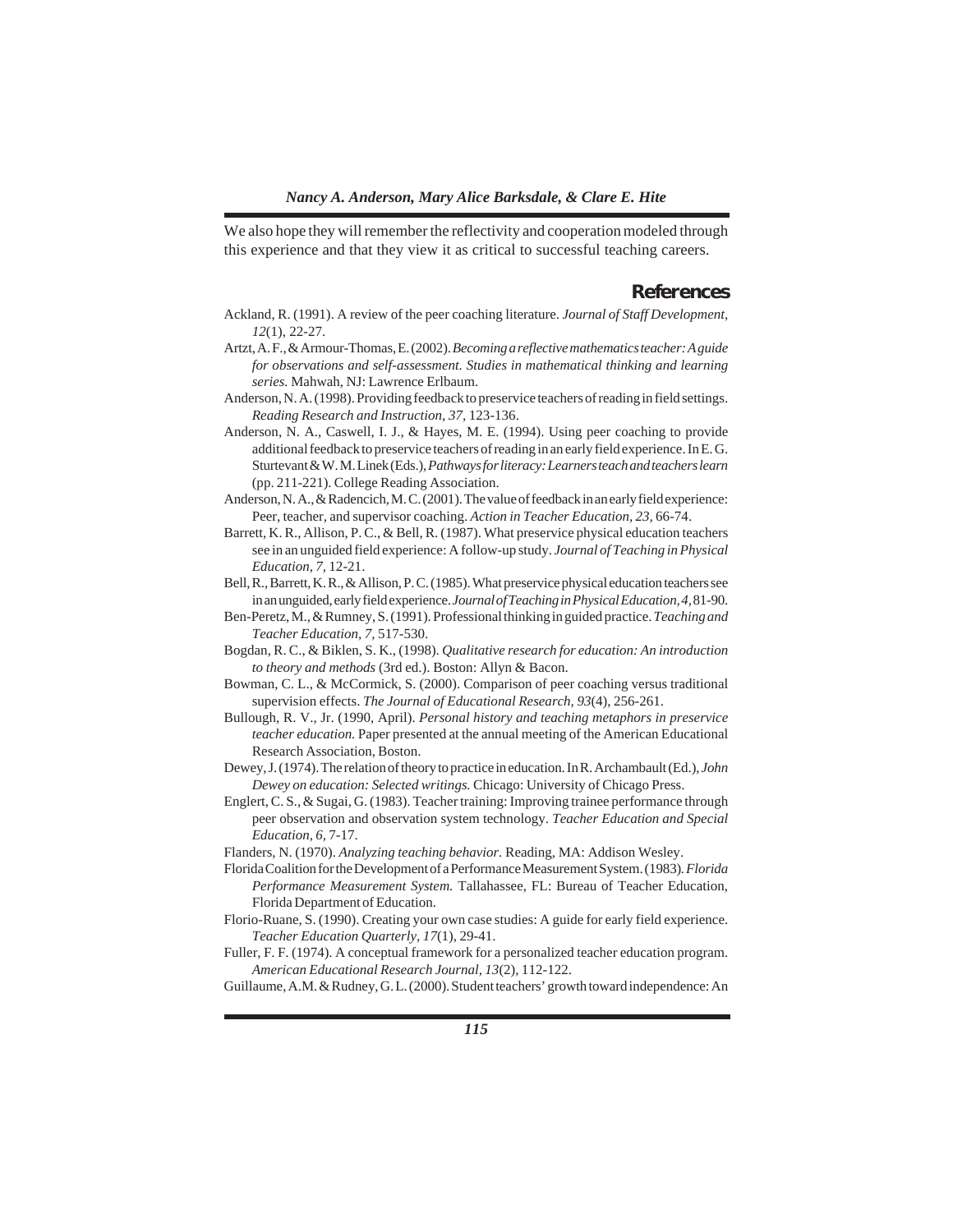We also hope they will remember the reflectivity and cooperation modeled through this experience and that they view it as critical to successful teaching careers.

## References

Ackland, R. (1991). A review of the peer coaching literature. *Journal of Staff Development, 12*(1), 22-27.

Artzt, A. F., & Armour-Thomas, E. (2002). *Becoming a reflective mathematics teacher: A guide for observations and self-assessment. Studies in mathematical thinking and learning series.* Mahwah, NJ: Lawrence Erlbaum.

Anderson, N. A. (1998). Providing feedback to preservice teachers of reading in field settings. *Reading Research and Instruction, 37,* 123-136.

Anderson, N. A., Caswell, I. J., & Hayes, M. E. (1994). Using peer coaching to provide additional feedback to preservice teachers of reading in an early field experience. In E. G. Sturtevant & W. M. Linek (Eds.), *Pathways for literacy: Learners teach and teachers learn* (pp. 211-221). College Reading Association.

Anderson, N. A., & Radencich, M. C. (2001). The value of feedback in an early field experience: Peer, teacher, and supervisor coaching. *Action in Teacher Education, 23,* 66-74.

Barrett, K. R., Allison, P. C., & Bell, R. (1987). What preservice physical education teachers see in an unguided field experience: A follow-up study. *Journal of Teaching in Physical Education, 7,* 12-21.

Bell, R., Barrett, K. R., & Allison, P. C. (1985). What preservice physical education teachers see in an unguided, early field experience. *Journal of Teaching in Physical Education, 4,* 81-90.

Ben-Peretz, M., & Rumney, S. (1991). Professional thinking in guided practice. *Teaching and Teacher Education, 7,* 517-530.

Bogdan, R. C., & Biklen, S. K., (1998). *Qualitative research for education: An introduction to theory and methods* (3rd ed.). Boston: Allyn & Bacon.

Bowman, C. L., & McCormick, S. (2000). Comparison of peer coaching versus traditional supervision effects. *The Journal of Educational Research, 93*(4), 256-261.

Bullough, R. V., Jr. (1990, April). *Personal history and teaching metaphors in preservice teacher education.* Paper presented at the annual meeting of the American Educational Research Association, Boston.

Dewey, J. (1974). The relation of theory to practice in education. In R. Archambault (Ed.), *John Dewey on education: Selected writings.* Chicago: University of Chicago Press.

Englert, C. S., & Sugai, G. (1983). Teacher training: Improving trainee performance through peer observation and observation system technology. *Teacher Education and Special Education, 6,* 7-17.

Flanders, N. (1970). *Analyzing teaching behavior.* Reading, MA: Addison Wesley.

Florida Coalition for the Development of a Performance Measurement System. (1983). *Florida Performance Measurement System.* Tallahassee, FL: Bureau of Teacher Education, Florida Department of Education.

Florio-Ruane, S. (1990). Creating your own case studies: A guide for early field experience. *Teacher Education Quarterly, 17*(1), 29-41.

Fuller, F. F. (1974). A conceptual framework for a personalized teacher education program. *American Educational Research Journal, 13*(2), 112-122.

Guillaume, A.M. & Rudney, G. L. (2000). Student teachers' growth toward independence: An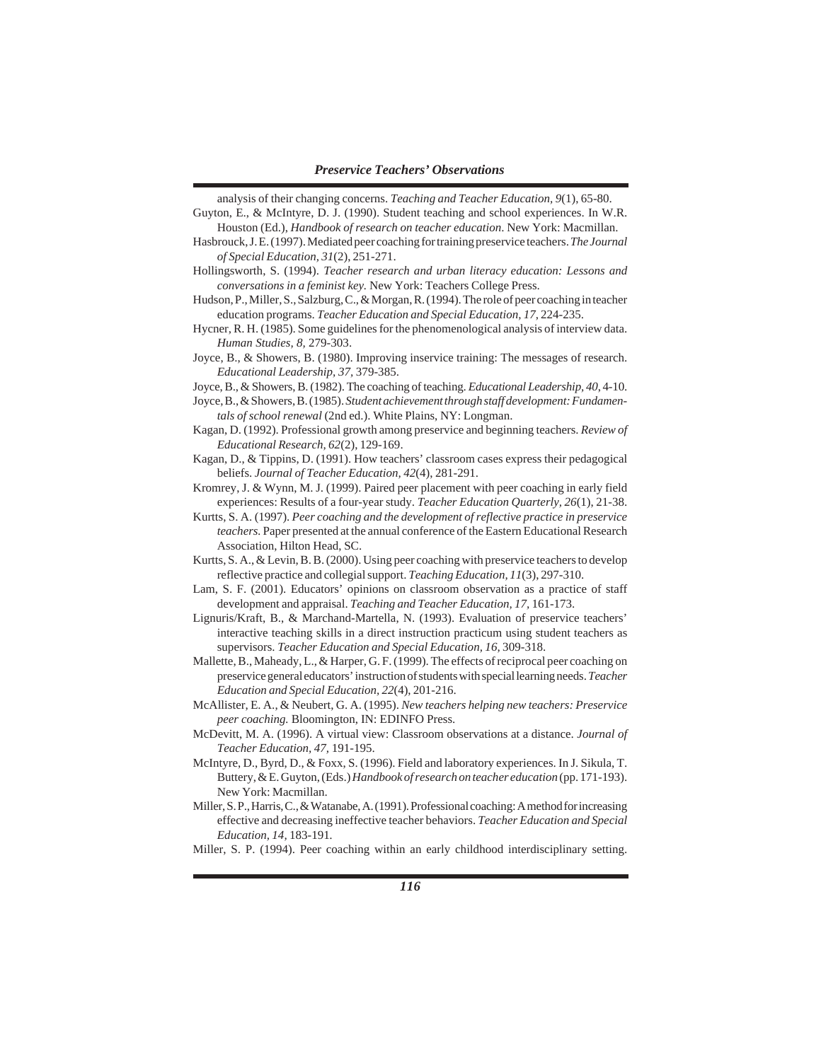analysis of their changing concerns. *Teaching and Teacher Education, 9*(1), 65-80.

Guyton, E., & McIntyre, D. J. (1990). Student teaching and school experiences. In W.R. Houston (Ed.), *Handbook of research on teacher education*. New York: Macmillan.

Hasbrouck, J. E. (1997). Mediated peer coaching for training preservice teachers. *The Journal of Special Education, 31*(2), 251-271.

Hollingsworth, S. (1994). *Teacher research and urban literacy education: Lessons and conversations in a feminist key.* New York: Teachers College Press.

Hudson, P., Miller, S., Salzburg, C., & Morgan, R. (1994). The role of peer coaching in teacher education programs. *Teacher Education and Special Education, 17,* 224-235.

Hycner, R. H. (1985). Some guidelines for the phenomenological analysis of interview data. *Human Studies, 8,* 279-303.

Joyce, B., & Showers, B. (1980). Improving inservice training: The messages of research. *Educational Leadership, 37,* 379-385.

Joyce, B., & Showers, B. (1982). The coaching of teaching. *Educational Leadership, 40,* 4-10.

Joyce, B., & Showers, B. (1985). *Student achievement through staff development: Fundamentals of school renewal* (2nd ed.). White Plains, NY: Longman.

Kagan, D. (1992). Professional growth among preservice and beginning teachers. *Review of Educational Research, 62*(2), 129-169.

Kagan, D., & Tippins, D. (1991). How teachers' classroom cases express their pedagogical beliefs. *Journal of Teacher Education, 42*(4), 281-291.

Kromrey, J. & Wynn, M. J. (1999). Paired peer placement with peer coaching in early field experiences: Results of a four-year study. *Teacher Education Quarterly, 26*(1), 21-38.

Kurtts, S. A. (1997). *Peer coaching and the development of reflective practice in preservice teachers.* Paper presented at the annual conference of the Eastern Educational Research Association, Hilton Head, SC.

Kurtts, S. A., & Levin, B. B. (2000). Using peer coaching with preservice teachers to develop reflective practice and collegial support. *Teaching Education, 11*(3), 297-310.

Lam, S. F. (2001). Educators' opinions on classroom observation as a practice of staff development and appraisal. *Teaching and Teacher Education, 17,* 161-173.

Lignuris/Kraft, B., & Marchand-Martella, N. (1993). Evaluation of preservice teachers' interactive teaching skills in a direct instruction practicum using student teachers as supervisors. *Teacher Education and Special Education, 16,* 309-318.

Mallette, B., Maheady, L., & Harper, G. F. (1999). The effects of reciprocal peer coaching on preservice general educators' instruction of students with special learning needs. *Teacher Education and Special Education, 22*(4), 201-216.

McAllister, E. A., & Neubert, G. A. (1995). *New teachers helping new teachers: Preservice peer coaching.* Bloomington, IN: EDINFO Press.

McDevitt, M. A. (1996). A virtual view: Classroom observations at a distance. *Journal of Teacher Education, 47,* 191-195.

McIntyre, D., Byrd, D., & Foxx, S. (1996). Field and laboratory experiences. In J. Sikula, T. Buttery, & E. Guyton, (Eds.) *Handbook of research on teacher education* (pp. 171-193). New York: Macmillan.

Miller, S. P., Harris, C., & Watanabe, A. (1991). Professional coaching: A method for increasing effective and decreasing ineffective teacher behaviors. *Teacher Education and Special Education, 14,* 183-191.

Miller, S. P. (1994). Peer coaching within an early childhood interdisciplinary setting.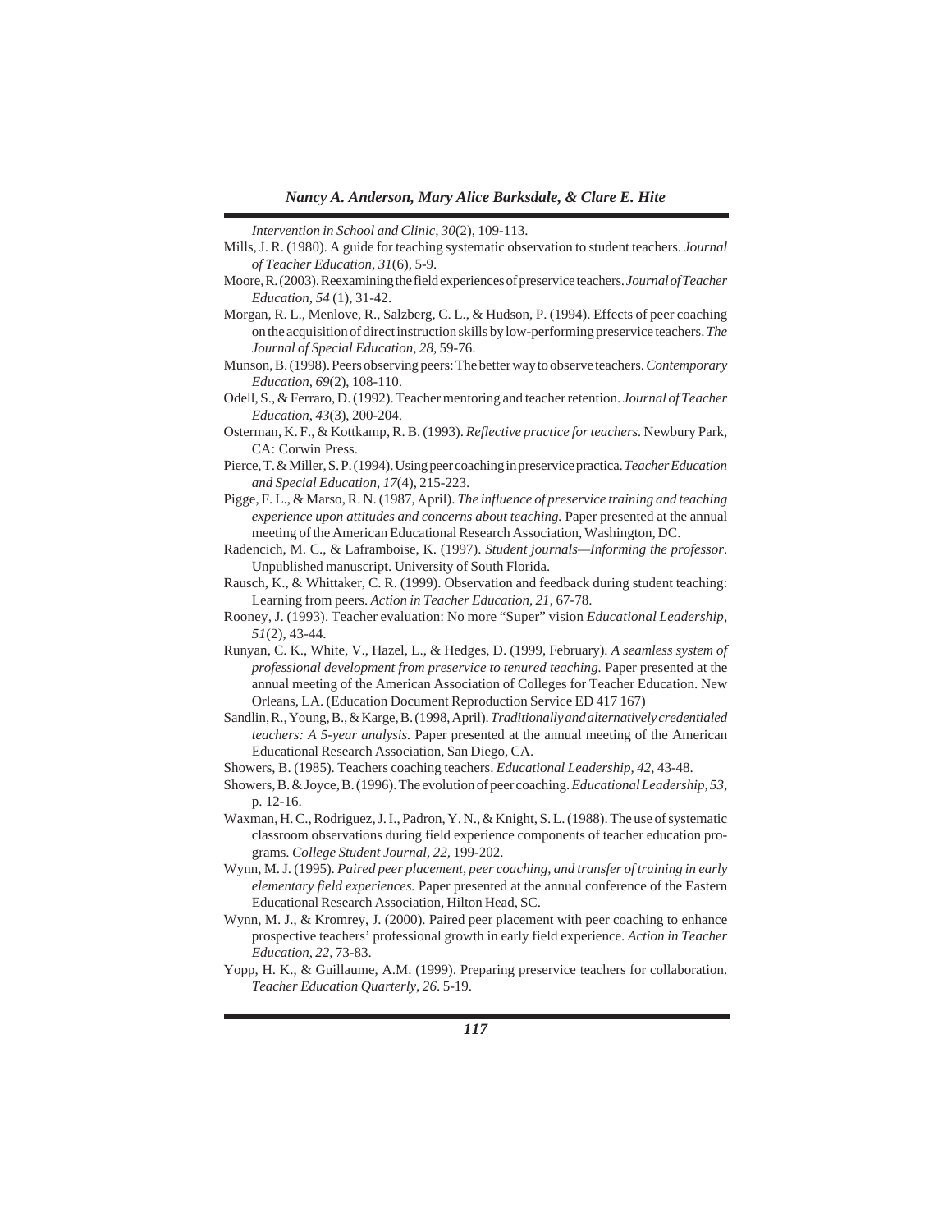*Intervention in School and Clinic, 30*(2), 109-113.

Mills, J. R. (1980). A guide for teaching systematic observation to student teachers. *Journal of Teacher Education, 31*(6), 5-9.

Moore, R. (2003). Reexamining the field experiences of preservice teachers. *Journal of Teacher Education, 54* (1), 31-42.

Morgan, R. L., Menlove, R., Salzberg, C. L., & Hudson, P. (1994). Effects of peer coaching on the acquisition of direct instruction skills by low-performing preservice teachers. *The Journal of Special Education, 28,* 59-76.

Munson, B. (1998). Peers observing peers: The better way to observe teachers. *Contemporary Education, 69*(2), 108-110.

Odell, S., & Ferraro, D. (1992). Teacher mentoring and teacher retention. *Journal of Teacher Education, 43*(3), 200-204.

Osterman, K. F., & Kottkamp, R. B. (1993). *Reflective practice for teachers.* Newbury Park, CA: Corwin Press.

Pierce, T. & Miller, S. P. (1994). Using peer coaching in preservice practica. *Teacher Education and Special Education, 17*(4), 215-223.

Pigge, F. L., & Marso, R. N. (1987, April). *The influence of preservice training and teaching experience upon attitudes and concerns about teaching.* Paper presented at the annual meeting of the American Educational Research Association, Washington, DC.

Radencich, M. C., & Laframboise, K. (1997). *Student journals—Informing the professor*. Unpublished manuscript. University of South Florida.

Rausch, K., & Whittaker, C. R. (1999). Observation and feedback during student teaching: Learning from peers. *Action in Teacher Education, 21,* 67-78.

Rooney, J. (1993). Teacher evaluation: No more "Super" vision *Educational Leadership, 51*(2), 43-44.

Runyan, C. K., White, V., Hazel, L., & Hedges, D. (1999, February). *A seamless system of professional development from preservice to tenured teaching.* Paper presented at the annual meeting of the American Association of Colleges for Teacher Education. New Orleans, LA. (Education Document Reproduction Service ED 417 167)

Sandlin, R., Young, B., & Karge, B. (1998, April). *Traditionally and alternatively credentialed teachers: A 5-year analysis.* Paper presented at the annual meeting of the American Educational Research Association, San Diego, CA.

Showers, B. (1985). Teachers coaching teachers. *Educational Leadership, 42*, 43-48.

Showers, B. & Joyce, B. (1996). The evolution of peer coaching. *Educational Leadership, 53*, p. 12-16.

Waxman, H. C., Rodriguez, J. I., Padron, Y. N., & Knight, S. L. (1988). The use of systematic classroom observations during field experience components of teacher education programs. *College Student Journal, 22,* 199-202.

Wynn, M. J. (1995). *Paired peer placement, peer coaching, and transfer of training in early elementary field experiences.* Paper presented at the annual conference of the Eastern Educational Research Association, Hilton Head, SC.

Wynn, M. J., & Kromrey, J. (2000). Paired peer placement with peer coaching to enhance prospective teachers' professional growth in early field experience. *Action in Teacher Education, 22,* 73-83.

Yopp, H. K., & Guillaume, A.M. (1999). Preparing preservice teachers for collaboration. *Teacher Education Quarterly, 26*. 5-19.